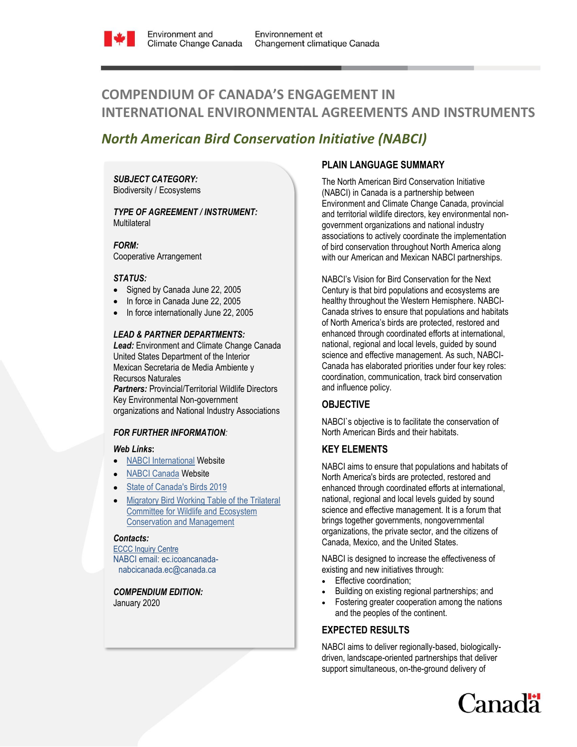Environment and Climate Change Canada / Environnement et Changement climatique Canada

# COMPENDIUM OF CANADA'S ENGAGEMENT IN INTERNATIONAL ENVIRONMENTAL AGREEMENTS AND INSTRUMENTS

## *North American Bird Conservation Initiative (NABCI)*

***SUBJECT CATEGORY:***
Biodiversity / Ecosystems

***TYPE OF AGREEMENT / INSTRUMENT:***
Multilateral

***FORM:***
Cooperative Arrangement

***STATUS:***

- Signed by Canada June 22, 2005
- In force in Canada June 22, 2005
- In force internationally June 22, 2005

***LEAD & PARTNER DEPARTMENTS:***
***Lead:*** Environment and Climate Change Canada
United States Department of the Interior
Mexican Secretaria de Media Ambiente y Recursos Naturales
***Partners:*** Provincial/Territorial Wildlife Directors
Key Environmental Non-government organizations and National Industry Associations

***FOR FURTHER INFORMATION:***

***Web Links:***

- NABCI International Website
- NABCI Canada Website
- State of Canada's Birds 2019
- Migratory Bird Working Table of the Trilateral Committee for Wildlife and Ecosystem Conservation and Management

***Contacts:***
ECCC Inquiry Centre
NABCI email: ec.icoancanada-nabcicanada.ec@canada.ca

***COMPENDIUM EDITION:***
January 2020

### PLAIN LANGUAGE SUMMARY

The North American Bird Conservation Initiative (NABCI) in Canada is a partnership between Environment and Climate Change Canada, provincial and territorial wildlife directors, key environmental non-government organizations and national industry associations to actively coordinate the implementation of bird conservation throughout North America along with our American and Mexican NABCI partnerships.

NABCI's Vision for Bird Conservation for the Next Century is that bird populations and ecosystems are healthy throughout the Western Hemisphere. NABCI-Canada strives to ensure that populations and habitats of North America's birds are protected, restored and enhanced through coordinated efforts at international, national, regional and local levels, guided by sound science and effective management. As such, NABCI-Canada has elaborated priorities under four key roles: coordination, communication, track bird conservation and influence policy.

### OBJECTIVE

NABCI`s objective is to facilitate the conservation of North American Birds and their habitats.

### KEY ELEMENTS

NABCI aims to ensure that populations and habitats of North America's birds are protected, restored and enhanced through coordinated efforts at international, national, regional and local levels guided by sound science and effective management. It is a forum that brings together governments, nongovernmental organizations, the private sector, and the citizens of Canada, Mexico, and the United States.

NABCI is designed to increase the effectiveness of existing and new initiatives through:

- Effective coordination;
- Building on existing regional partnerships; and
- Fostering greater cooperation among the nations and the peoples of the continent.

### EXPECTED RESULTS

NABCI aims to deliver regionally-based, biologically-driven, landscape-oriented partnerships that deliver support simultaneous, on-the-ground delivery of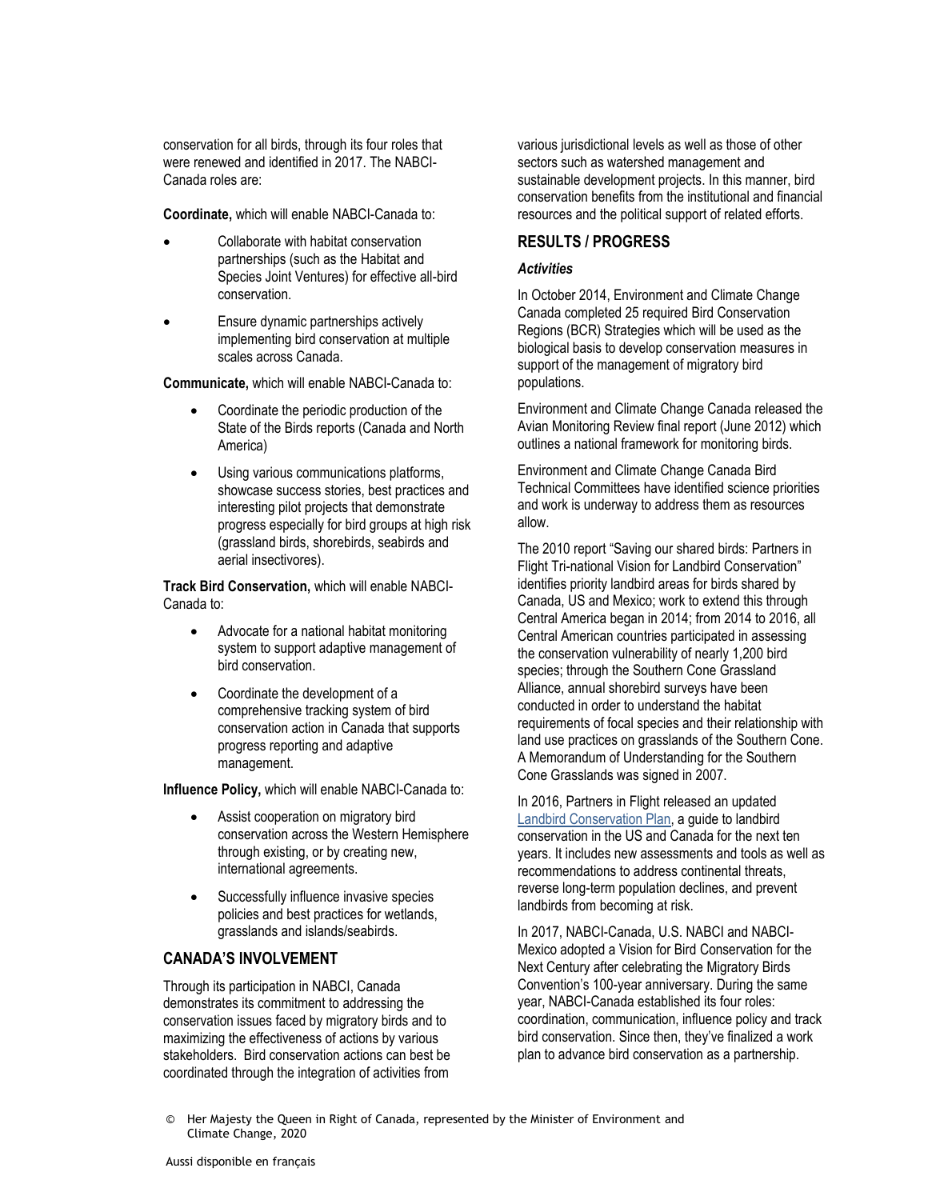conservation for all birds, through its four roles that were renewed and identified in 2017. The NABCI-Canada roles are:

**Coordinate,** which will enable NABCI-Canada to:

- Collaborate with habitat conservation partnerships (such as the Habitat and Species Joint Ventures) for effective all-bird conservation.
- Ensure dynamic partnerships actively implementing bird conservation at multiple scales across Canada.

**Communicate,** which will enable NABCI-Canada to:

- Coordinate the periodic production of the State of the Birds reports (Canada and North America)
- Using various communications platforms, showcase success stories, best practices and interesting pilot projects that demonstrate progress especially for bird groups at high risk (grassland birds, shorebirds, seabirds and aerial insectivores).

**Track Bird Conservation,** which will enable NABCI-Canada to:

- Advocate for a national habitat monitoring system to support adaptive management of bird conservation.
- Coordinate the development of a comprehensive tracking system of bird conservation action in Canada that supports progress reporting and adaptive management.

**Influence Policy,** which will enable NABCI-Canada to:

- Assist cooperation on migratory bird conservation across the Western Hemisphere through existing, or by creating new, international agreements.
- Successfully influence invasive species policies and best practices for wetlands, grasslands and islands/seabirds.

## CANADA'S INVOLVEMENT

Through its participation in NABCI, Canada demonstrates its commitment to addressing the conservation issues faced by migratory birds and to maximizing the effectiveness of actions by various stakeholders. Bird conservation actions can best be coordinated through the integration of activities from various jurisdictional levels as well as those of other sectors such as watershed management and sustainable development projects. In this manner, bird conservation benefits from the institutional and financial resources and the political support of related efforts.

## RESULTS / PROGRESS

### *Activities*

In October 2014, Environment and Climate Change Canada completed 25 required Bird Conservation Regions (BCR) Strategies which will be used as the biological basis to develop conservation measures in support of the management of migratory bird populations.

Environment and Climate Change Canada released the Avian Monitoring Review final report (June 2012) which outlines a national framework for monitoring birds.

Environment and Climate Change Canada Bird Technical Committees have identified science priorities and work is underway to address them as resources allow.

The 2010 report "Saving our shared birds: Partners in Flight Tri-national Vision for Landbird Conservation" identifies priority landbird areas for birds shared by Canada, US and Mexico; work to extend this through Central America began in 2014; from 2014 to 2016, all Central American countries participated in assessing the conservation vulnerability of nearly 1,200 bird species; through the Southern Cone Grassland Alliance, annual shorebird surveys have been conducted in order to understand the habitat requirements of focal species and their relationship with land use practices on grasslands of the Southern Cone. A Memorandum of Understanding for the Southern Cone Grasslands was signed in 2007.

In 2016, Partners in Flight released an updated Landbird Conservation Plan, a guide to landbird conservation in the US and Canada for the next ten years. It includes new assessments and tools as well as recommendations to address continental threats, reverse long-term population declines, and prevent landbirds from becoming at risk.

In 2017, NABCI-Canada, U.S. NABCI and NABCI-Mexico adopted a Vision for Bird Conservation for the Next Century after celebrating the Migratory Birds Convention's 100-year anniversary. During the same year, NABCI-Canada established its four roles: coordination, communication, influence policy and track bird conservation. Since then, they've finalized a work plan to advance bird conservation as a partnership.

© Her Majesty the Queen in Right of Canada, represented by the Minister of Environment and Climate Change, 2020

Aussi disponible en français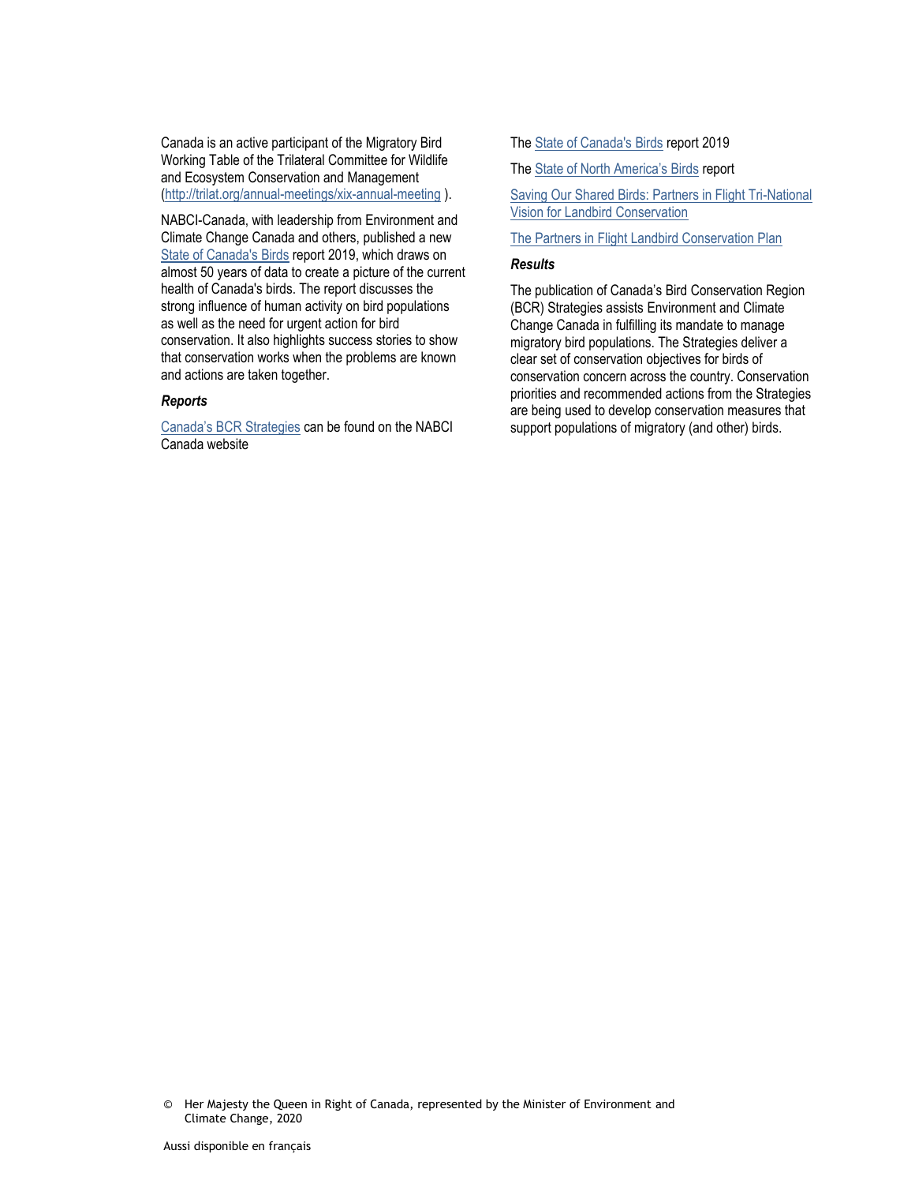Canada is an active participant of the Migratory Bird Working Table of the Trilateral Committee for Wildlife and Ecosystem Conservation and Management (http://trilat.org/annual-meetings/xix-annual-meeting ).

NABCI-Canada, with leadership from Environment and Climate Change Canada and others, published a new State of Canada's Birds report 2019, which draws on almost 50 years of data to create a picture of the current health of Canada's birds. The report discusses the strong influence of human activity on bird populations as well as the need for urgent action for bird conservation. It also highlights success stories to show that conservation works when the problems are known and actions are taken together.

***Reports***

Canada's BCR Strategies can be found on the NABCI Canada website

The State of Canada's Birds report 2019

The State of North America's Birds report

Saving Our Shared Birds: Partners in Flight Tri-National Vision for Landbird Conservation

The Partners in Flight Landbird Conservation Plan

***Results***

The publication of Canada's Bird Conservation Region (BCR) Strategies assists Environment and Climate Change Canada in fulfilling its mandate to manage migratory bird populations. The Strategies deliver a clear set of conservation objectives for birds of conservation concern across the country. Conservation priorities and recommended actions from the Strategies are being used to develop conservation measures that support populations of migratory (and other) birds.

© Her Majesty the Queen in Right of Canada, represented by the Minister of Environment and Climate Change, 2020

Aussi disponible en français